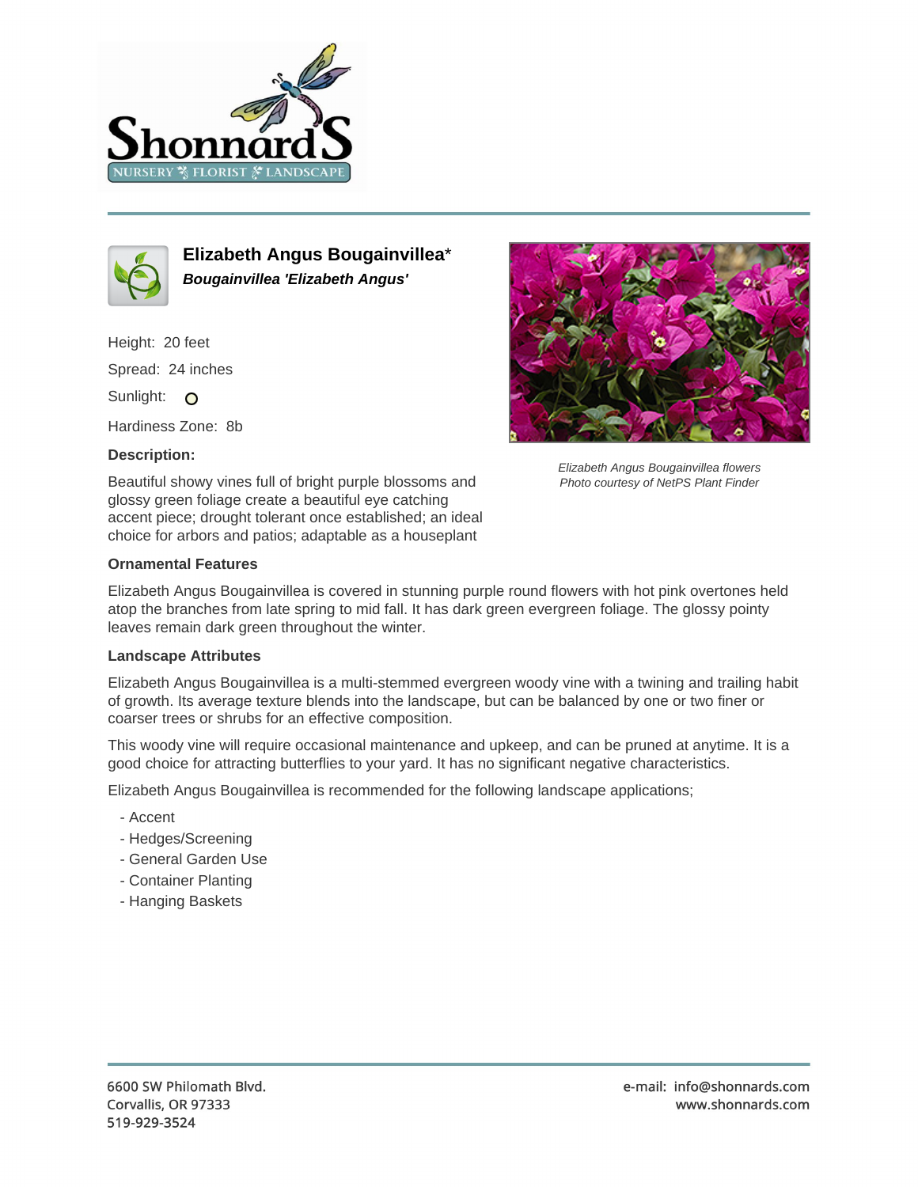# Elizabeth Angus Bougainvillea*

***Bougainvillea 'Elizabeth Angus'***

Height: 20 feet

Spread: 24 inches

Sunlight:

Hardiness Zone: 8b

**Description:**

Beautiful showy vines full of bright purple blossoms and glossy green foliage create a beautiful eye catching accent piece; drought tolerant once established; an ideal choice for arbors and patios; adaptable as a houseplant

*Elizabeth Angus Bougainvillea flowers*
*Photo courtesy of NetPS Plant Finder*

**Ornamental Features**

Elizabeth Angus Bougainvillea is covered in stunning purple round flowers with hot pink overtones held atop the branches from late spring to mid fall. It has dark green evergreen foliage. The glossy pointy leaves remain dark green throughout the winter.

**Landscape Attributes**

Elizabeth Angus Bougainvillea is a multi-stemmed evergreen woody vine with a twining and trailing habit of growth. Its average texture blends into the landscape, but can be balanced by one or two finer or coarser trees or shrubs for an effective composition.

This woody vine will require occasional maintenance and upkeep, and can be pruned at anytime. It is a good choice for attracting butterflies to your yard. It has no significant negative characteristics.

Elizabeth Angus Bougainvillea is recommended for the following landscape applications;

- Accent
- Hedges/Screening
- General Garden Use
- Container Planting
- Hanging Baskets

6600 SW Philomath Blvd.
Corvallis, OR 97333
519-929-3524

e-mail: info@shonnards.com
www.shonnards.com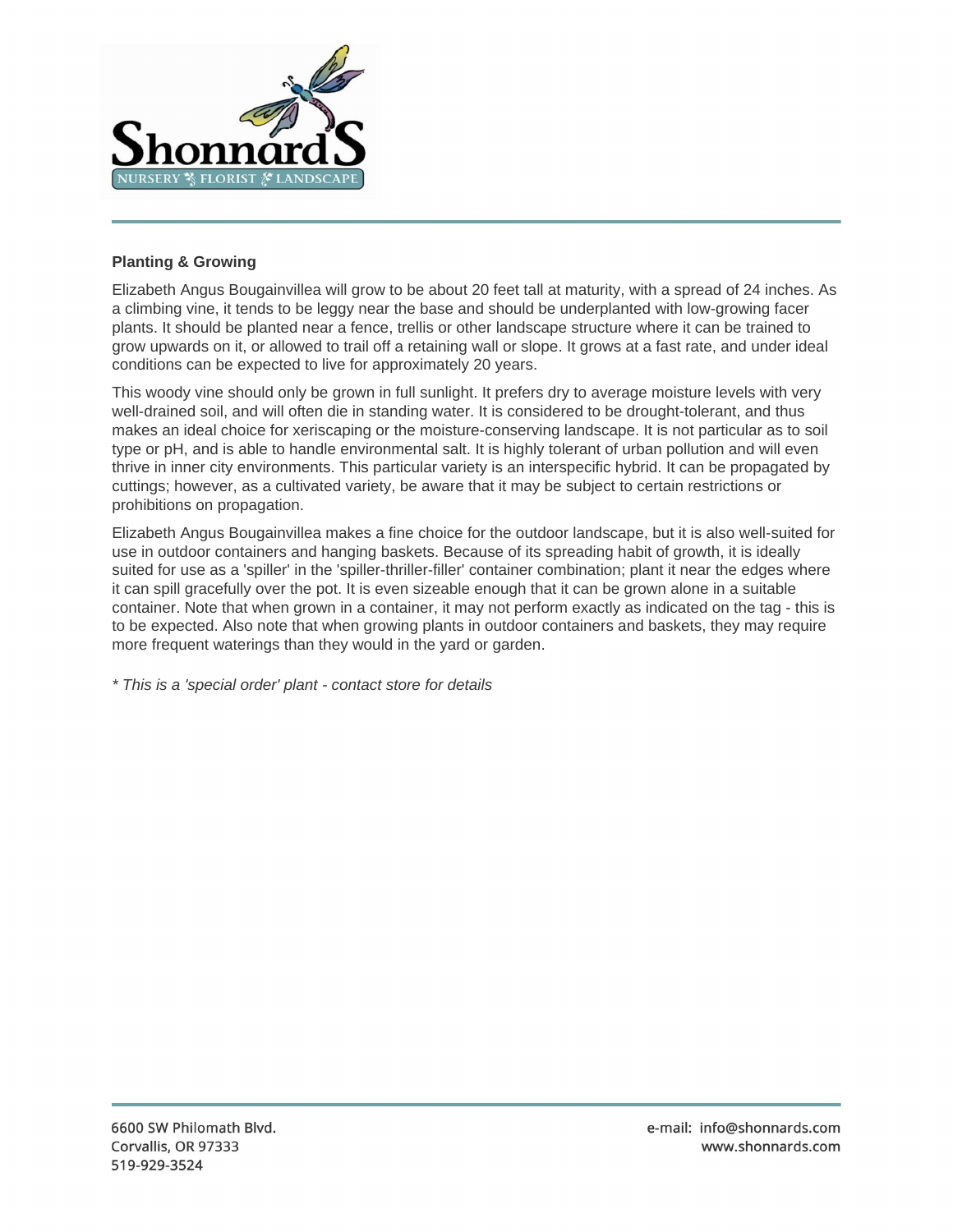### Planting & Growing

Elizabeth Angus Bougainvillea will grow to be about 20 feet tall at maturity, with a spread of 24 inches. As a climbing vine, it tends to be leggy near the base and should be underplanted with low-growing facer plants. It should be planted near a fence, trellis or other landscape structure where it can be trained to grow upwards on it, or allowed to trail off a retaining wall or slope. It grows at a fast rate, and under ideal conditions can be expected to live for approximately 20 years.

This woody vine should only be grown in full sunlight. It prefers dry to average moisture levels with very well-drained soil, and will often die in standing water. It is considered to be drought-tolerant, and thus makes an ideal choice for xeriscaping or the moisture-conserving landscape. It is not particular as to soil type or pH, and is able to handle environmental salt. It is highly tolerant of urban pollution and will even thrive in inner city environments. This particular variety is an interspecific hybrid. It can be propagated by cuttings; however, as a cultivated variety, be aware that it may be subject to certain restrictions or prohibitions on propagation.

Elizabeth Angus Bougainvillea makes a fine choice for the outdoor landscape, but it is also well-suited for use in outdoor containers and hanging baskets. Because of its spreading habit of growth, it is ideally suited for use as a 'spiller' in the 'spiller-thriller-filler' container combination; plant it near the edges where it can spill gracefully over the pot. It is even sizeable enough that it can be grown alone in a suitable container. Note that when grown in a container, it may not perform exactly as indicated on the tag - this is to be expected. Also note that when growing plants in outdoor containers and baskets, they may require more frequent waterings than they would in the yard or garden.

*\* This is a 'special order' plant - contact store for details*